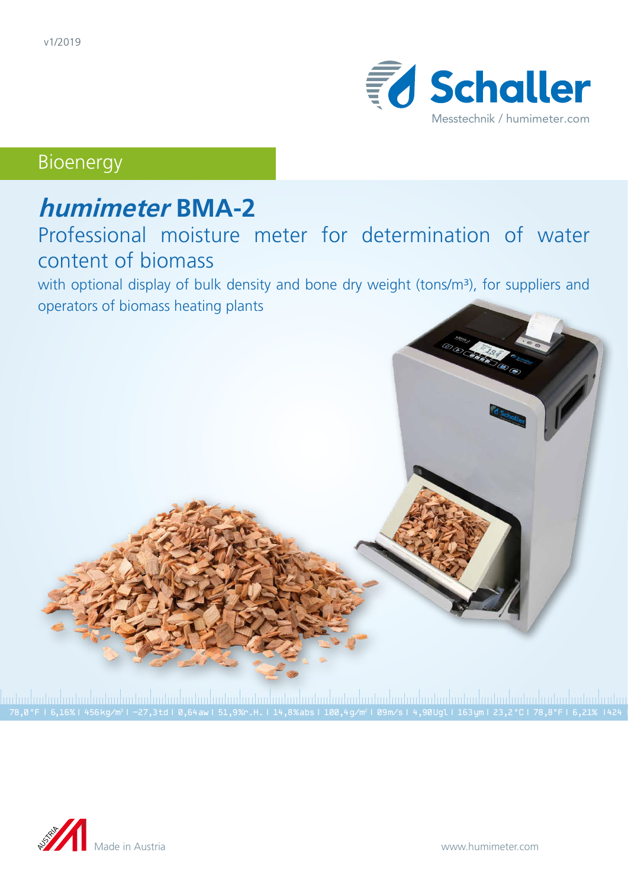v1/2019

Schaller

Messtechnik / humimeter.com

Bioenergy

# *humimeter* BMA-2

## Professional moisture meter for determination of water content of biomass

with optional display of bulk density and bone dry weight (tons/m³), for suppliers and operators of biomass heating plants

78,0°F I 6,16% I 456kg/m³ I -27,3td I 0,64aw I 51,9%r.H. I 14,8%abs I 100,4g/m² I 09m/s I 4,90Ugl I 163ym I 23,2°C I 78,8°F I 6,21% I424

Made in Austria

www.humimeter.com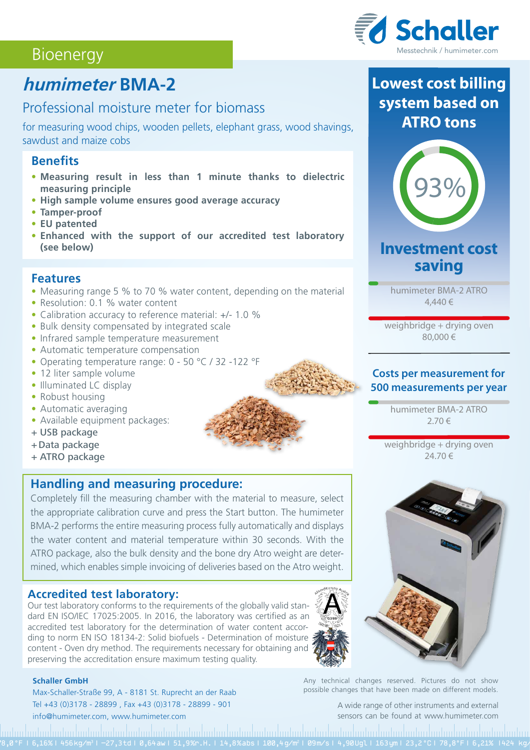Bioenergy

# *humimeter* BMA-2

## Professional moisture meter for biomass

for measuring wood chips, wooden pellets, elephant grass, wood shavings, sawdust and maize cobs

### Benefits

- **Measuring result in less than 1 minute thanks to dielectric measuring principle**
- **High sample volume ensures good average accuracy**
- **Tamper-proof**
- **EU patented**
- **Enhanced with the support of our accredited test laboratory (see below)**

### Features

- Measuring range 5 % to 70 % water content, depending on the material
- Resolution: 0.1 % water content
- Calibration accuracy to reference material: +/- 1.0 %
- Bulk density compensated by integrated scale
- Infrared sample temperature measurement
- Automatic temperature compensation
- Operating temperature range: 0 - 50 °C / 32 -122 °F
- 12 liter sample volume
- Illuminated LC display
- Robust housing
- Automatic averaging
- Available equipment packages:

+ USB package
+ Data package
+ ATRO package

### Handling and measuring procedure:

Completely fill the measuring chamber with the material to measure, select the appropriate calibration curve and press the Start button. The humimeter BMA-2 performs the entire measuring process fully automatically and displays the water content and material temperature within 30 seconds. With the ATRO package, also the bulk density and the bone dry Atro weight are determined, which enables simple invoicing of deliveries based on the Atro weight.

### Accredited test laboratory:

Our test laboratory conforms to the requirements of the globally valid standard EN ISO/IEC 17025:2005. In 2016, the laboratory was certified as an accredited test laboratory for the determination of water content according to norm EN ISO 18134-2: Solid biofuels - Determination of moisture content - Oven dry method. The requirements necessary for obtaining and preserving the accreditation ensure maximum testing quality.

## Lowest cost billing system based on ATRO tons

93%

### Investment cost saving

humimeter BMA-2 ATRO
4,440 €

weighbridge + drying oven
80,000 €

### Costs per measurement for 500 measurements per year

humimeter BMA-2 ATRO
2.70 €

weighbridge + drying oven
24.70 €

**Schaller GmbH**
Max-Schaller-Straße 99, A - 8181 St. Ruprecht an der Raab
Tel +43 (0)3178 - 28899 , Fax +43 (0)3178 - 28899 - 901
info@humimeter.com, www.humimeter.com

Any technical changes reserved. Pictures do not show possible changes that have been made on different models.

A wide range of other instruments and external sensors can be found at www.humimeter.com